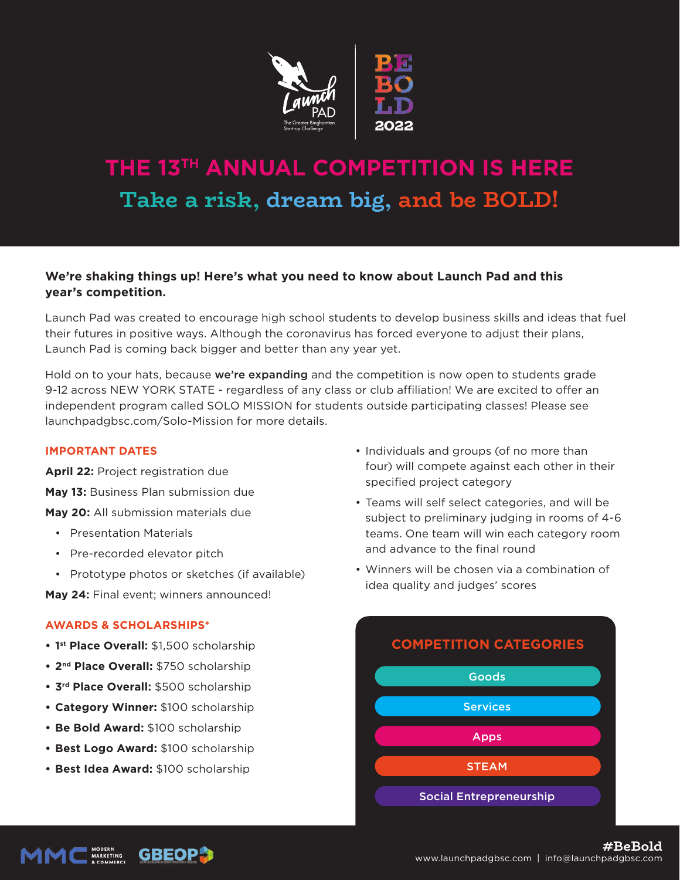Launch PAD
The Greater Binghamton Start-up Challenge

BE BO LD 2022

# THE 13TH ANNUAL COMPETITION IS HERE

## Take a risk, dream big, and be BOLD!

**We're shaking things up! Here's what you need to know about Launch Pad and this year's competition.**

Launch Pad was created to encourage high school students to develop business skills and ideas that fuel their futures in positive ways. Although the coronavirus has forced everyone to adjust their plans, Launch Pad is coming back bigger and better than any year yet.

Hold on to your hats, because **we're expanding** and the competition is now open to students grade 9-12 across NEW YORK STATE - regardless of any class or club affiliation! We are excited to offer an independent program called SOLO MISSION for students outside participating classes! Please see launchpadgbsc.com/Solo-Mission for more details.

### IMPORTANT DATES

**April 22:** Project registration due

**May 13:** Business Plan submission due

**May 20:** All submission materials due

- Presentation Materials
- Pre-recorded elevator pitch
- Prototype photos or sketches (if available)

**May 24:** Final event; winners announced!

### AWARDS & SCHOLARSHIPS*

- **1st Place Overall:** $1,500 scholarship
- **2nd Place Overall:** $750 scholarship
- **3rd Place Overall:** $500 scholarship
- **Category Winner:** $100 scholarship
- **Be Bold Award:** $100 scholarship
- **Best Logo Award:** $100 scholarship
- **Best Idea Award:** $100 scholarship

- Individuals and groups (of no more than four) will compete against each other in their specified project category
- Teams will self select categories, and will be subject to preliminary judging in rooms of 4-6 teams. One team will win each category room and advance to the final round
- Winners will be chosen via a combination of idea quality and judges' scores

### COMPETITION CATEGORIES

- Goods
- Services
- Apps
- STEAM
- Social Entrepreneurship

MMC Modern Marketing & Commerce | GBEOP

#BeBold
www.launchpadgbsc.com | info@launchpadgbsc.com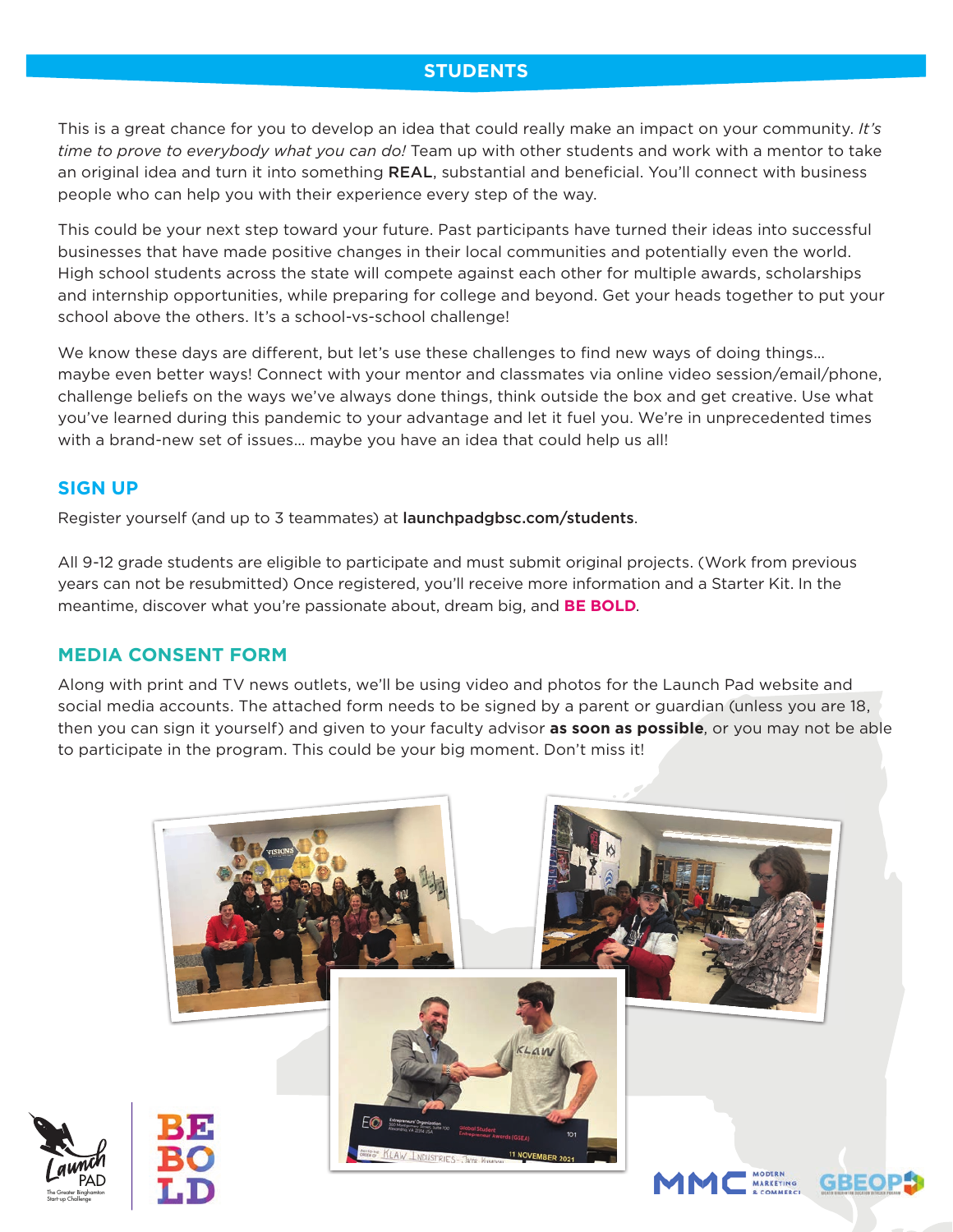## STUDENTS

This is a great chance for you to develop an idea that could really make an impact on your community. *It's time to prove to everybody what you can do!* Team up with other students and work with a mentor to take an original idea and turn it into something **REAL**, substantial and beneficial. You'll connect with business people who can help you with their experience every step of the way.

This could be your next step toward your future. Past participants have turned their ideas into successful businesses that have made positive changes in their local communities and potentially even the world. High school students across the state will compete against each other for multiple awards, scholarships and internship opportunities, while preparing for college and beyond. Get your heads together to put your school above the others. It's a school-vs-school challenge!

We know these days are different, but let's use these challenges to find new ways of doing things... maybe even better ways! Connect with your mentor and classmates via online video session/email/phone, challenge beliefs on the ways we've always done things, think outside the box and get creative. Use what you've learned during this pandemic to your advantage and let it fuel you. We're in unprecedented times with a brand-new set of issues... maybe you have an idea that could help us all!

### SIGN UP

Register yourself (and up to 3 teammates) at **launchpadgbsc.com/students**.

All 9-12 grade students are eligible to participate and must submit original projects. (Work from previous years can not be resubmitted) Once registered, you'll receive more information and a Starter Kit. In the meantime, discover what you're passionate about, dream big, and **BE BOLD**.

### MEDIA CONSENT FORM

Along with print and TV news outlets, we'll be using video and photos for the Launch Pad website and social media accounts. The attached form needs to be signed by a parent or guardian (unless you are 18, then you can sign it yourself) and given to your faculty advisor **as soon as possible**, or you may not be able to participate in the program. This could be your big moment. Don't miss it!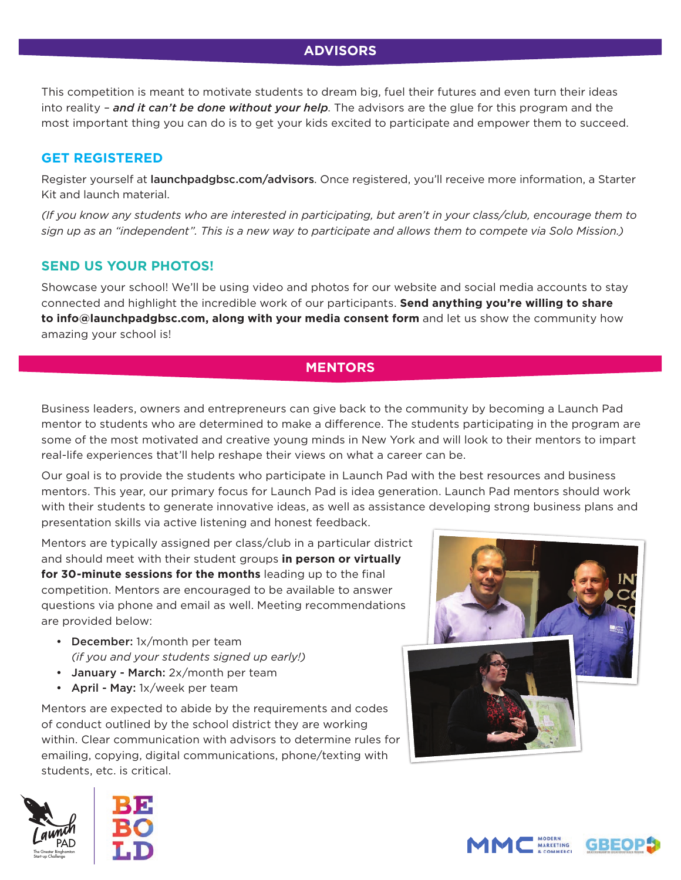## ADVISORS

This competition is meant to motivate students to dream big, fuel their futures and even turn their ideas into reality – ***and it can't be done without your help***. The advisors are the glue for this program and the most important thing you can do is to get your kids excited to participate and empower them to succeed.

### GET REGISTERED

Register yourself at launchpadgbsc.com/advisors. Once registered, you'll receive more information, a Starter Kit and launch material.

*(If you know any students who are interested in participating, but aren't in your class/club, encourage them to sign up as an "independent". This is a new way to participate and allows them to compete via Solo Mission.)*

### SEND US YOUR PHOTOS!

Showcase your school! We'll be using video and photos for our website and social media accounts to stay connected and highlight the incredible work of our participants. **Send anything you're willing to share to info@launchpadgbsc.com, along with your media consent form** and let us show the community how amazing your school is!

## MENTORS

Business leaders, owners and entrepreneurs can give back to the community by becoming a Launch Pad mentor to students who are determined to make a difference. The students participating in the program are some of the most motivated and creative young minds in New York and will look to their mentors to impart real-life experiences that'll help reshape their views on what a career can be.

Our goal is to provide the students who participate in Launch Pad with the best resources and business mentors. This year, our primary focus for Launch Pad is idea generation. Launch Pad mentors should work with their students to generate innovative ideas, as well as assistance developing strong business plans and presentation skills via active listening and honest feedback.

Mentors are typically assigned per class/club in a particular district and should meet with their student groups **in person or virtually for 30-minute sessions for the months** leading up to the final competition. Mentors are encouraged to be available to answer questions via phone and email as well. Meeting recommendations are provided below:

- **December:** 1x/month per team *(if you and your students signed up early!)*
- **January - March:** 2x/month per team
- **April - May:** 1x/week per team

Mentors are expected to abide by the requirements and codes of conduct outlined by the school district they are working within. Clear communication with advisors to determine rules for emailing, copying, digital communications, phone/texting with students, etc. is critical.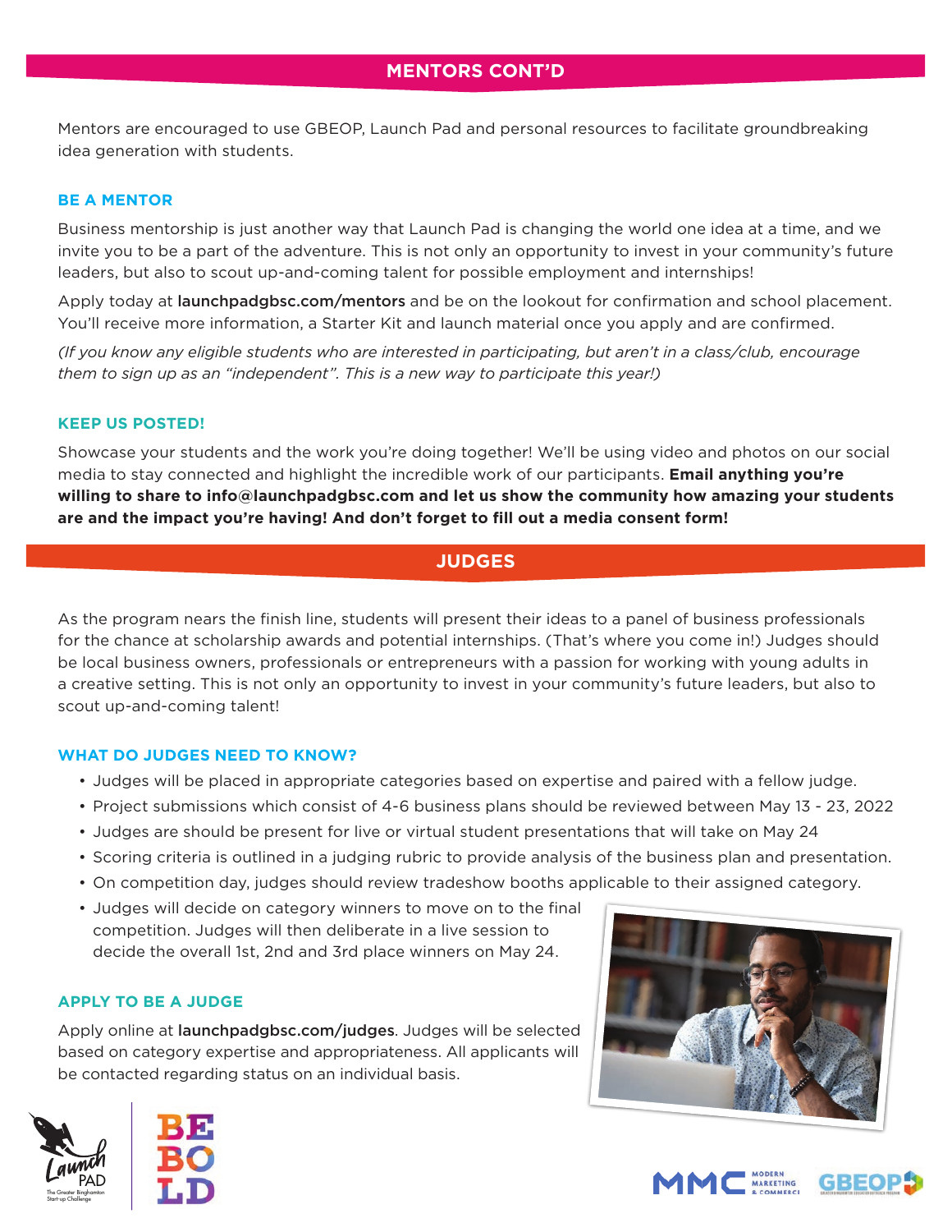## MENTORS CONT'D

Mentors are encouraged to use GBEOP, Launch Pad and personal resources to facilitate groundbreaking idea generation with students.

### BE A MENTOR

Business mentorship is just another way that Launch Pad is changing the world one idea at a time, and we invite you to be a part of the adventure. This is not only an opportunity to invest in your community's future leaders, but also to scout up-and-coming talent for possible employment and internships!

Apply today at launchpadgbsc.com/mentors and be on the lookout for confirmation and school placement. You'll receive more information, a Starter Kit and launch material once you apply and are confirmed.

*(If you know any eligible students who are interested in participating, but aren't in a class/club, encourage them to sign up as an "independent". This is a new way to participate this year!)*

### KEEP US POSTED!

Showcase your students and the work you're doing together! We'll be using video and photos on our social media to stay connected and highlight the incredible work of our participants. **Email anything you're willing to share to info@launchpadgbsc.com and let us show the community how amazing your students are and the impact you're having! And don't forget to fill out a media consent form!**

## JUDGES

As the program nears the finish line, students will present their ideas to a panel of business professionals for the chance at scholarship awards and potential internships. (That's where you come in!) Judges should be local business owners, professionals or entrepreneurs with a passion for working with young adults in a creative setting. This is not only an opportunity to invest in your community's future leaders, but also to scout up-and-coming talent!

### WHAT DO JUDGES NEED TO KNOW?

- Judges will be placed in appropriate categories based on expertise and paired with a fellow judge.
- Project submissions which consist of 4-6 business plans should be reviewed between May 13 - 23, 2022
- Judges are should be present for live or virtual student presentations that will take on May 24
- Scoring criteria is outlined in a judging rubric to provide analysis of the business plan and presentation.
- On competition day, judges should review tradeshow booths applicable to their assigned category.
- Judges will decide on category winners to move on to the final competition. Judges will then deliberate in a live session to decide the overall 1st, 2nd and 3rd place winners on May 24.

### APPLY TO BE A JUDGE

Apply online at launchpadgbsc.com/judges. Judges will be selected based on category expertise and appropriateness. All applicants will be contacted regarding status on an individual basis.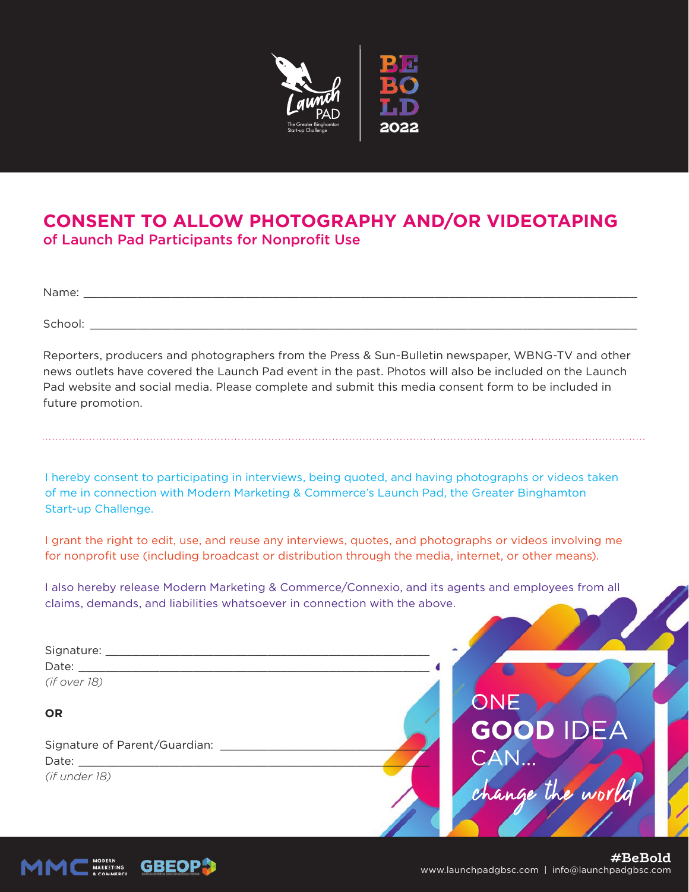# CONSENT TO ALLOW PHOTOGRAPHY AND/OR VIDEOTAPING

## of Launch Pad Participants for Nonprofit Use

Name: ______________________________________________________________________________

School: _____________________________________________________________________________

Reporters, producers and photographers from the Press & Sun-Bulletin newspaper, WBNG-TV and other news outlets have covered the Launch Pad event in the past. Photos will also be included on the Launch Pad website and social media. Please complete and submit this media consent form to be included in future promotion.

I hereby consent to participating in interviews, being quoted, and having photographs or videos taken of me in connection with Modern Marketing & Commerce's Launch Pad, the Greater Binghamton Start-up Challenge.

I grant the right to edit, use, and reuse any interviews, quotes, and photographs or videos involving me for nonprofit use (including broadcast or distribution through the media, internet, or other means).

I also hereby release Modern Marketing & Commerce/Connexio, and its agents and employees from all claims, demands, and liabilities whatsoever in connection with the above.

Signature: _____________________________________________

Date: _________________________________________________

*(if over 18)*

**OR**

Signature of Parent/Guardian: ____________________________

Date: _________________________________________________

*(if under 18)*

ONE **GOOD** IDEA CAN... change the world

#BeBold

www.launchpadgbsc.com | info@launchpadgbsc.com